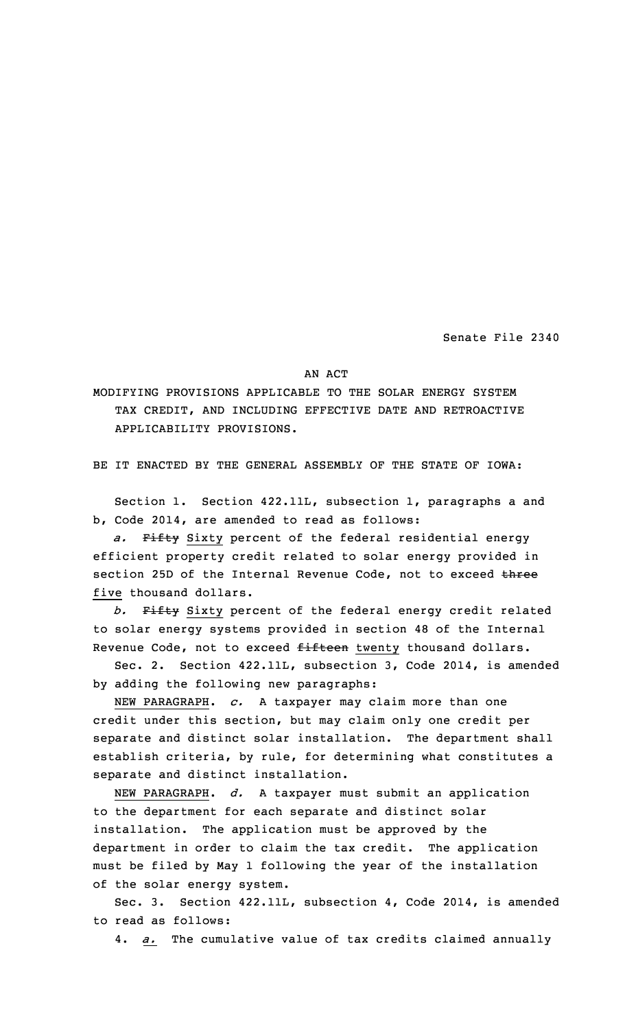Senate File 2340

AN ACT

MODIFYING PROVISIONS APPLICABLE TO THE SOLAR ENERGY SYSTEM TAX CREDIT, AND INCLUDING EFFECTIVE DATE AND RETROACTIVE APPLICABILITY PROVISIONS.

BE IT ENACTED BY THE GENERAL ASSEMBLY OF THE STATE OF IOWA:

Section 1. Section 422.11L, subsection 1, paragraphs a and b, Code 2014, are amended to read as follows:

*a.* ~~Fifty~~ Sixty percent of the federal residential energy efficient property credit related to solar energy provided in section 25D of the Internal Revenue Code, not to exceed ~~three~~ five thousand dollars.

*b.* ~~Fifty~~ Sixty percent of the federal energy credit related to solar energy systems provided in section 48 of the Internal Revenue Code, not to exceed ~~fifteen~~ twenty thousand dollars.

Sec. 2. Section 422.11L, subsection 3, Code 2014, is amended by adding the following new paragraphs:

NEW PARAGRAPH. *c.* A taxpayer may claim more than one credit under this section, but may claim only one credit per separate and distinct solar installation. The department shall establish criteria, by rule, for determining what constitutes a separate and distinct installation.

NEW PARAGRAPH. *d.* A taxpayer must submit an application to the department for each separate and distinct solar installation. The application must be approved by the department in order to claim the tax credit. The application must be filed by May 1 following the year of the installation of the solar energy system.

Sec. 3. Section 422.11L, subsection 4, Code 2014, is amended to read as follows:

4. *a.* The cumulative value of tax credits claimed annually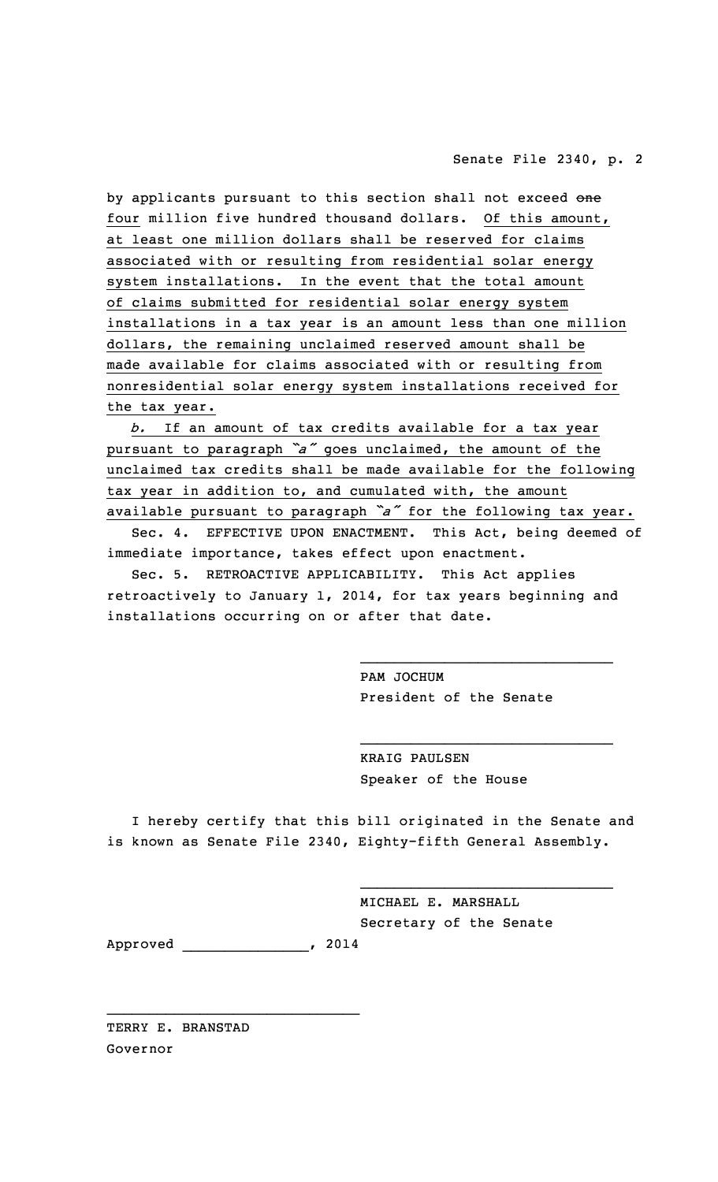by applicants pursuant to this section shall not exceed ~~one~~ four million five hundred thousand dollars. Of this amount, at least one million dollars shall be reserved for claims associated with or resulting from residential solar energy system installations. In the event that the total amount of claims submitted for residential solar energy system installations in a tax year is an amount less than one million dollars, the remaining unclaimed reserved amount shall be made available for claims associated with or resulting from nonresidential solar energy system installations received for the tax year.

*b.* If an amount of tax credits available for a tax year pursuant to paragraph "*a*" goes unclaimed, the amount of the unclaimed tax credits shall be made available for the following tax year in addition to, and cumulated with, the amount available pursuant to paragraph "*a*" for the following tax year.

Sec. 4. EFFECTIVE UPON ENACTMENT. This Act, being deemed of immediate importance, takes effect upon enactment.

Sec. 5. RETROACTIVE APPLICABILITY. This Act applies retroactively to January 1, 2014, for tax years beginning and installations occurring on or after that date.

______________________________
PAM JOCHUM
President of the Senate

______________________________
KRAIG PAULSEN
Speaker of the House

I hereby certify that this bill originated in the Senate and is known as Senate File 2340, Eighty-fifth General Assembly.

______________________________
MICHAEL E. MARSHALL
Secretary of the Senate

Approved _______________, 2014

______________________________
TERRY E. BRANSTAD
Governor